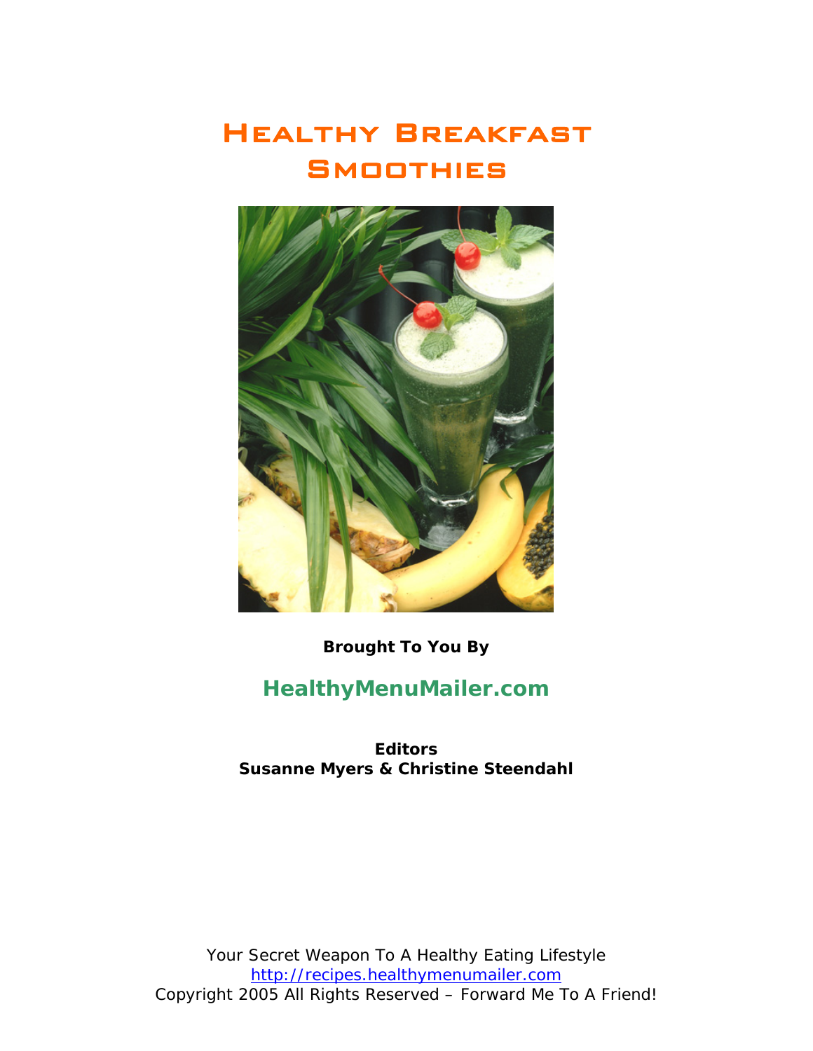# Healthy Breakfast Smoothies

**Brought To You By**

## HealthyMenuMailer.com

**Editors**
**Susanne Myers & Christine Steendahl**

Your Secret Weapon To A Healthy Eating Lifestyle
http://recipes.healthymenumailer.com
Copyright 2005 All Rights Reserved – Forward Me To A Friend!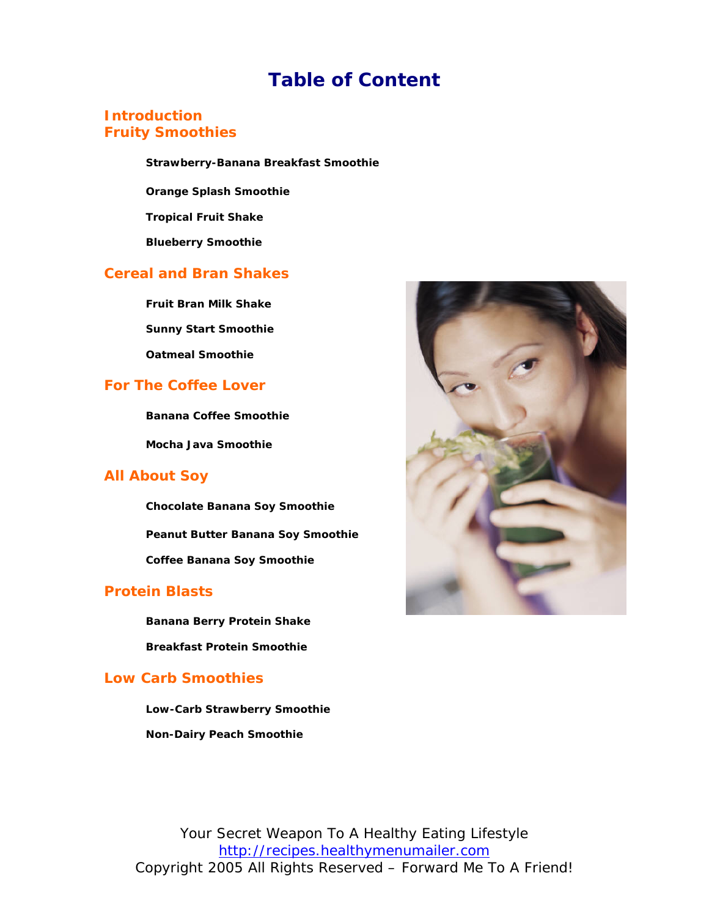# Table of Content

## Introduction

## Fruity Smoothies

**Strawberry-Banana Breakfast Smoothie**

**Orange Splash Smoothie**

**Tropical Fruit Shake**

**Blueberry Smoothie**

## Cereal and Bran Shakes

**Fruit Bran Milk Shake**

**Sunny Start Smoothie**

**Oatmeal Smoothie**

## For The Coffee Lover

**Banana Coffee Smoothie**

**Mocha Java Smoothie**

## All About Soy

**Chocolate Banana Soy Smoothie**

**Peanut Butter Banana Soy Smoothie**

**Coffee Banana Soy Smoothie**

## Protein Blasts

**Banana Berry Protein Shake**

**Breakfast Protein Smoothie**

## Low Carb Smoothies

**Low-Carb Strawberry Smoothie**

**Non-Dairy Peach Smoothie**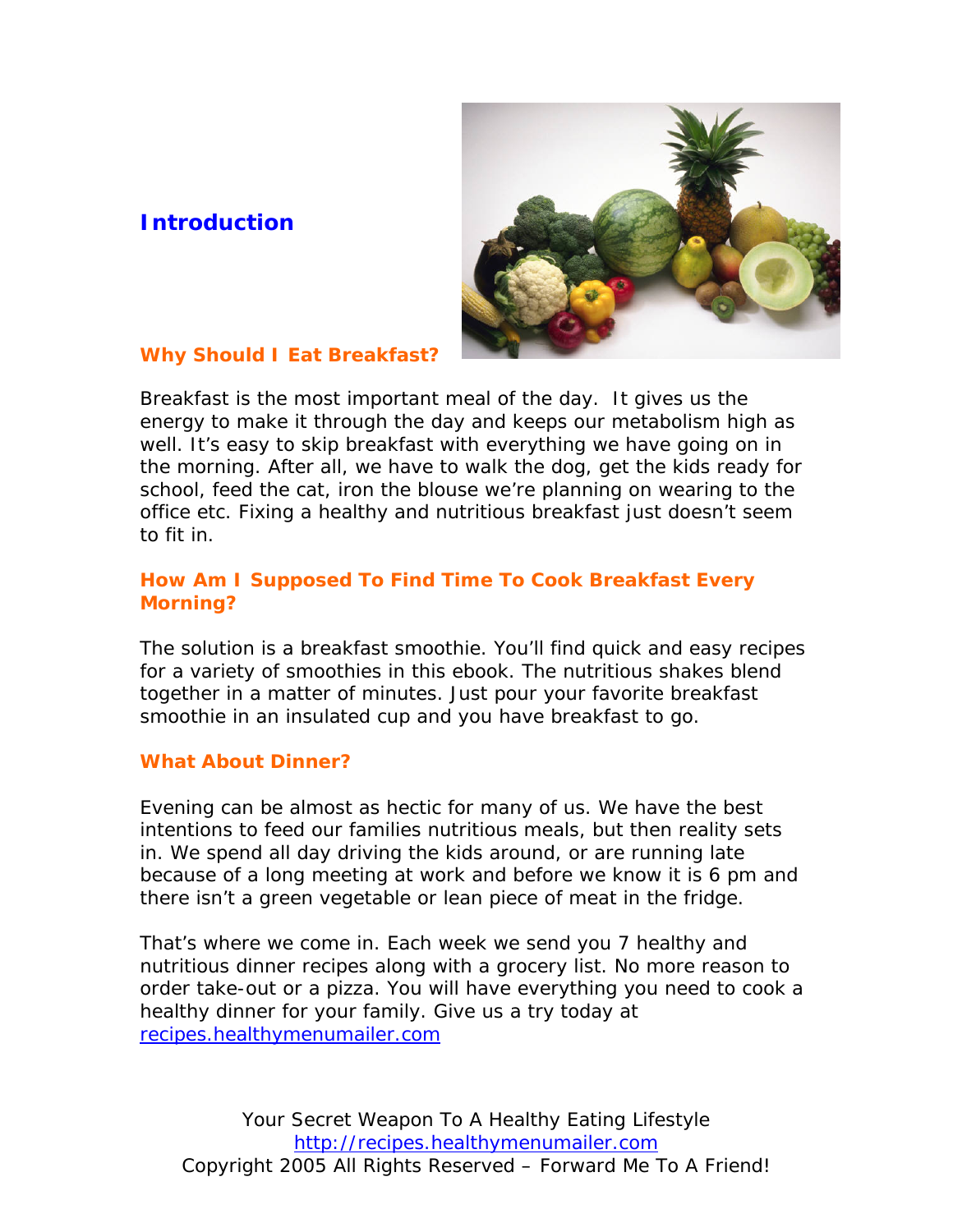# Introduction

## Why Should I Eat Breakfast?

Breakfast is the most important meal of the day. It gives us the energy to make it through the day and keeps our metabolism high as well. It's easy to skip breakfast with everything we have going on in the morning. After all, we have to walk the dog, get the kids ready for school, feed the cat, iron the blouse we're planning on wearing to the office etc. Fixing a healthy and nutritious breakfast just doesn't seem to fit in.

## How Am I Supposed To Find Time To Cook Breakfast Every Morning?

The solution is a breakfast smoothie. You'll find quick and easy recipes for a variety of smoothies in this ebook. The nutritious shakes blend together in a matter of minutes. Just pour your favorite breakfast smoothie in an insulated cup and you have breakfast to go.

## What About Dinner?

Evening can be almost as hectic for many of us. We have the best intentions to feed our families nutritious meals, but then reality sets in. We spend all day driving the kids around, or are running late because of a long meeting at work and before we know it is 6 pm and there isn't a green vegetable or lean piece of meat in the fridge.

That's where we come in. Each week we send you 7 healthy and nutritious dinner recipes along with a grocery list. No more reason to order take-out or a pizza. You will have everything you need to cook a healthy dinner for your family. Give us a try today at [recipes.healthymenumailer.com](http://recipes.healthymenumailer.com)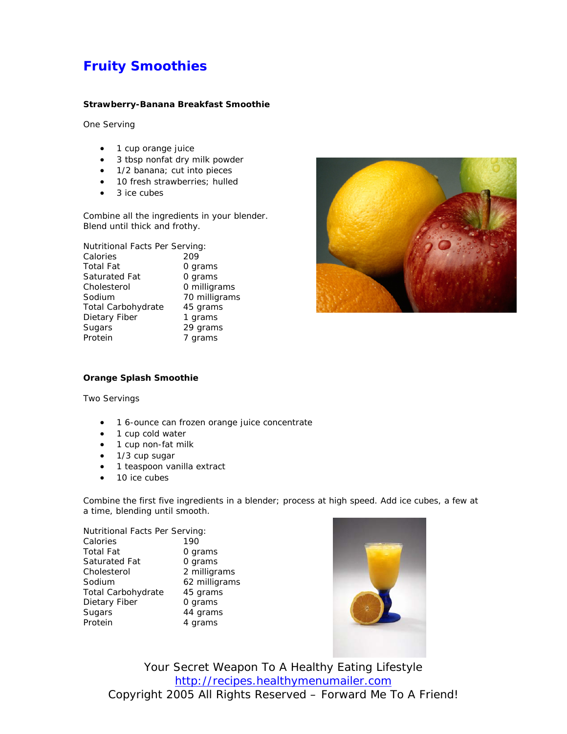# Fruity Smoothies

**Strawberry-Banana Breakfast Smoothie**

One Serving

- 1 cup orange juice
- 3 tbsp nonfat dry milk powder
- 1/2 banana; cut into pieces
- 10 fresh strawberries; hulled
- 3 ice cubes

Combine all the ingredients in your blender.
Blend until thick and frothy.

Nutritional Facts Per Serving:

| | |
|---|---|
| Calories | 209 |
| Total Fat | 0 grams |
| Saturated Fat | 0 grams |
| Cholesterol | 0 milligrams |
| Sodium | 70 milligrams |
| Total Carbohydrate | 45 grams |
| Dietary Fiber | 1 grams |
| Sugars | 29 grams |
| Protein | 7 grams |

**Orange Splash Smoothie**

Two Servings

- 1 6-ounce can frozen orange juice concentrate
- 1 cup cold water
- 1 cup non-fat milk
- 1/3 cup sugar
- 1 teaspoon vanilla extract
- 10 ice cubes

Combine the first five ingredients in a blender; process at high speed. Add ice cubes, a few at a time, blending until smooth.

Nutritional Facts Per Serving:

| | |
|---|---|
| Calories | 190 |
| Total Fat | 0 grams |
| Saturated Fat | 0 grams |
| Cholesterol | 2 milligrams |
| Sodium | 62 milligrams |
| Total Carbohydrate | 45 grams |
| Dietary Fiber | 0 grams |
| Sugars | 44 grams |
| Protein | 4 grams |

Your Secret Weapon To A Healthy Eating Lifestyle
http://recipes.healthymenumailer.com
Copyright 2005 All Rights Reserved – Forward Me To A Friend!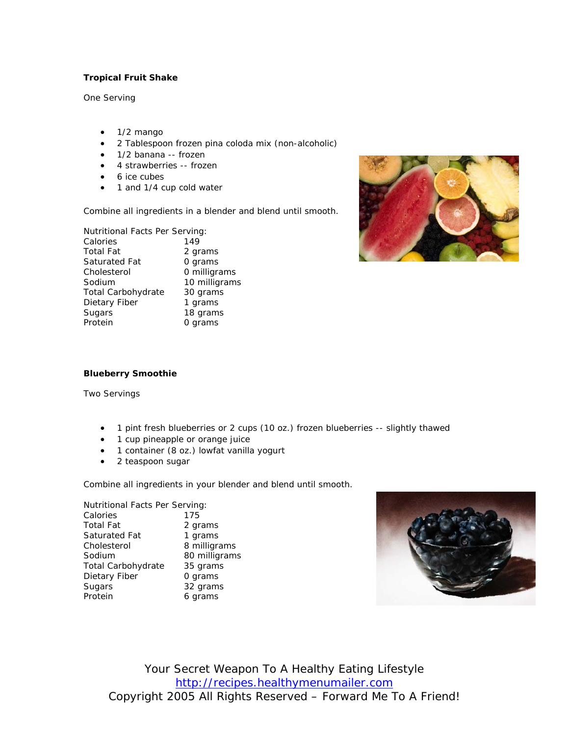### Tropical Fruit Shake

One Serving

- 1/2 mango
- 2 Tablespoon frozen pina coloda mix (non-alcoholic)
- 1/2 banana -- frozen
- 4 strawberries -- frozen
- 6 ice cubes
- 1 and 1/4 cup cold water

Combine all ingredients in a blender and blend until smooth.

Nutritional Facts Per Serving:

| | |
|---|---|
| Calories | 149 |
| Total Fat | 2 grams |
| Saturated Fat | 0 grams |
| Cholesterol | 0 milligrams |
| Sodium | 10 milligrams |
| Total Carbohydrate | 30 grams |
| Dietary Fiber | 1 grams |
| Sugars | 18 grams |
| Protein | 0 grams |

### Blueberry Smoothie

Two Servings

- 1 pint fresh blueberries or 2 cups (10 oz.) frozen blueberries -- slightly thawed
- 1 cup pineapple or orange juice
- 1 container (8 oz.) lowfat vanilla yogurt
- 2 teaspoon sugar

Combine all ingredients in your blender and blend until smooth.

Nutritional Facts Per Serving:

| | |
|---|---|
| Calories | 175 |
| Total Fat | 2 grams |
| Saturated Fat | 1 grams |
| Cholesterol | 8 milligrams |
| Sodium | 80 milligrams |
| Total Carbohydrate | 35 grams |
| Dietary Fiber | 0 grams |
| Sugars | 32 grams |
| Protein | 6 grams |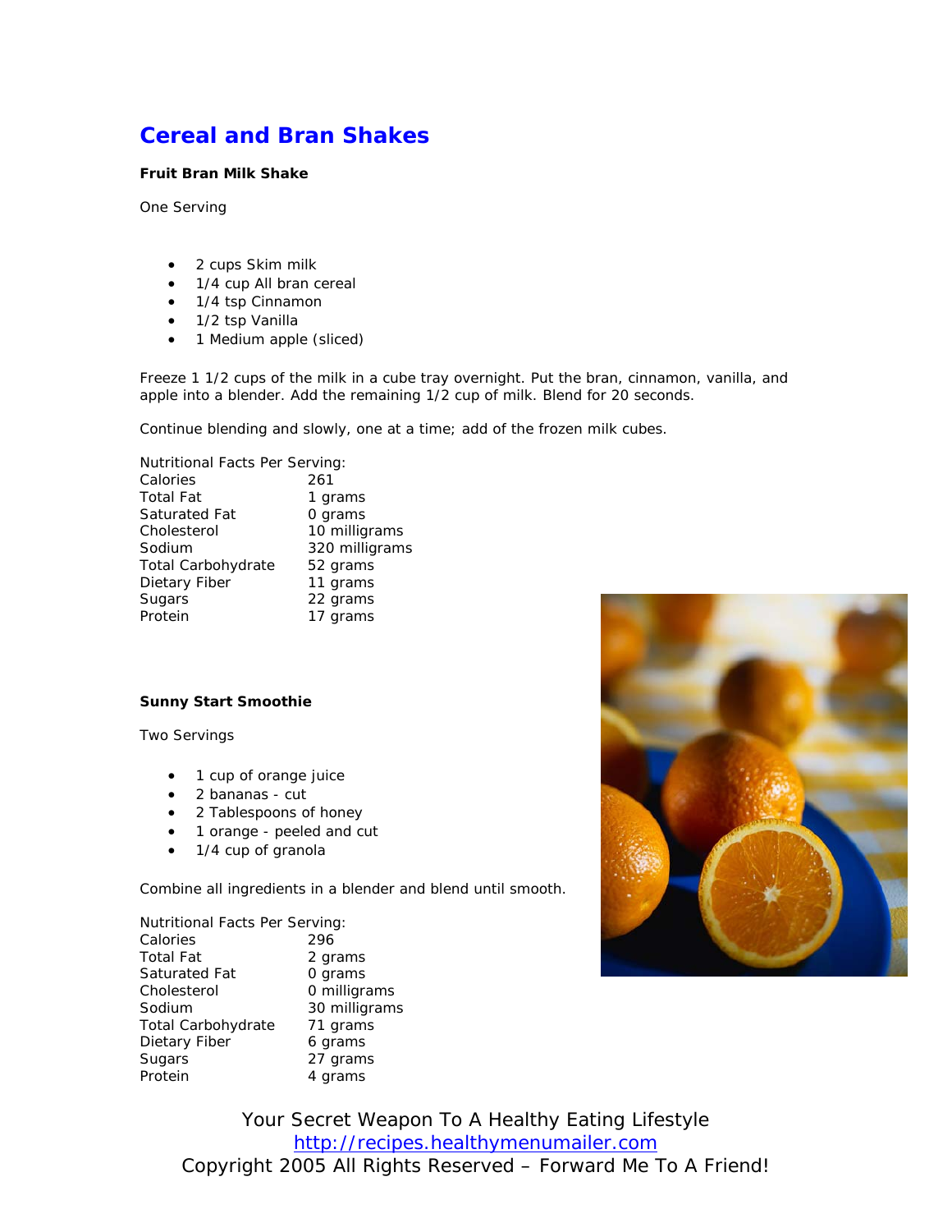# Cereal and Bran Shakes

**Fruit Bran Milk Shake**

One Serving

- 2 cups Skim milk
- 1/4 cup All bran cereal
- 1/4 tsp Cinnamon
- 1/2 tsp Vanilla
- 1 Medium apple (sliced)

Freeze 1 1/2 cups of the milk in a cube tray overnight. Put the bran, cinnamon, vanilla, and apple into a blender. Add the remaining 1/2 cup of milk. Blend for 20 seconds.

Continue blending and slowly, one at a time; add of the frozen milk cubes.

Nutritional Facts Per Serving:

| | |
|---|---|
| Calories | 261 |
| Total Fat | 1 grams |
| Saturated Fat | 0 grams |
| Cholesterol | 10 milligrams |
| Sodium | 320 milligrams |
| Total Carbohydrate | 52 grams |
| Dietary Fiber | 11 grams |
| Sugars | 22 grams |
| Protein | 17 grams |

**Sunny Start Smoothie**

Two Servings

- 1 cup of orange juice
- 2 bananas - cut
- 2 Tablespoons of honey
- 1 orange - peeled and cut
- 1/4 cup of granola

Combine all ingredients in a blender and blend until smooth.

Nutritional Facts Per Serving:

| | |
|---|---|
| Calories | 296 |
| Total Fat | 2 grams |
| Saturated Fat | 0 grams |
| Cholesterol | 0 milligrams |
| Sodium | 30 milligrams |
| Total Carbohydrate | 71 grams |
| Dietary Fiber | 6 grams |
| Sugars | 27 grams |
| Protein | 4 grams |

Your Secret Weapon To A Healthy Eating Lifestyle
http://recipes.healthymenumailer.com
Copyright 2005 All Rights Reserved – Forward Me To A Friend!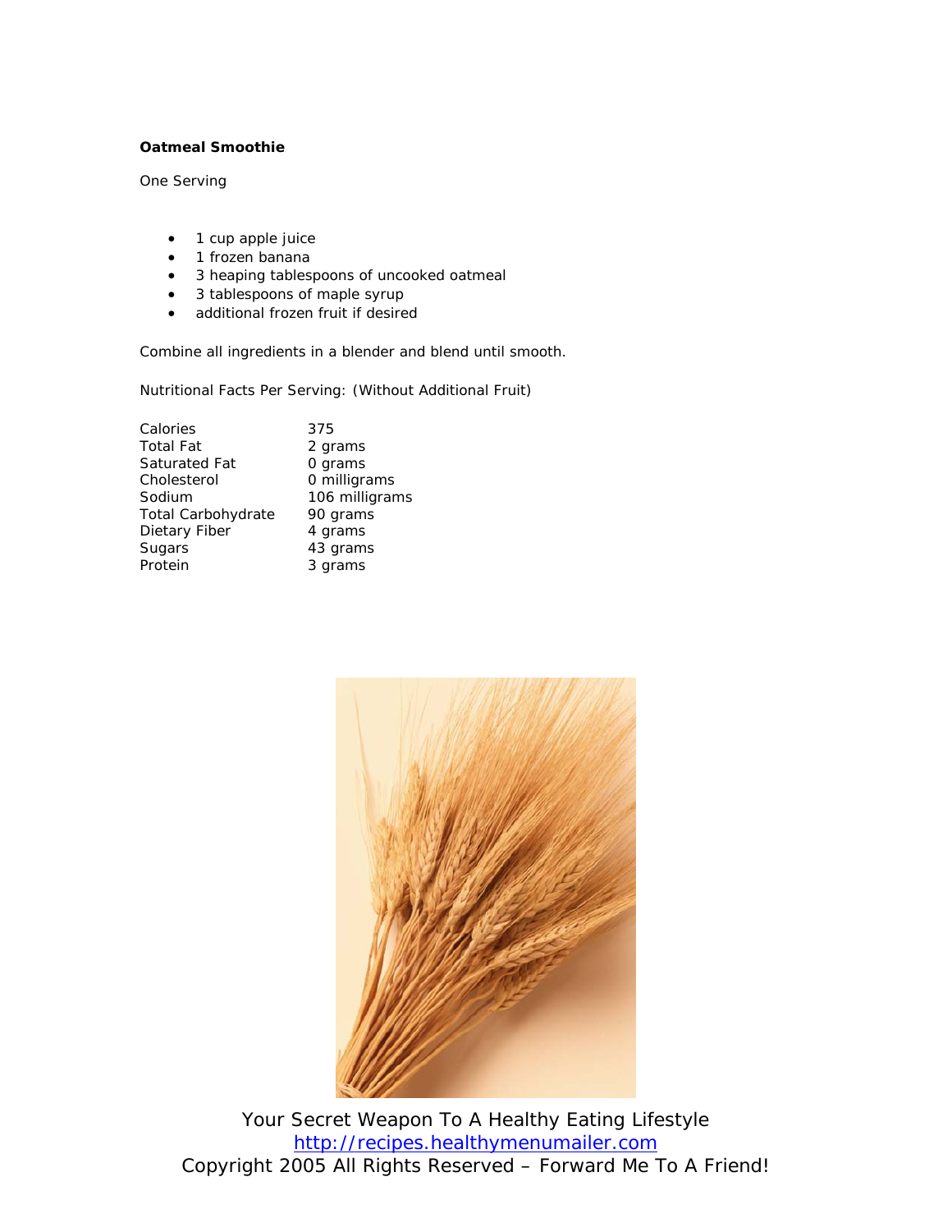**Oatmeal Smoothie**

One Serving

- 1 cup apple juice
- 1 frozen banana
- 3 heaping tablespoons of uncooked oatmeal
- 3 tablespoons of maple syrup
- additional frozen fruit if desired

Combine all ingredients in a blender and blend until smooth.

Nutritional Facts Per Serving: (Without Additional Fruit)

| | |
|---|---|
| Calories | 375 |
| Total Fat | 2 grams |
| Saturated Fat | 0 grams |
| Cholesterol | 0 milligrams |
| Sodium | 106 milligrams |
| Total Carbohydrate | 90 grams |
| Dietary Fiber | 4 grams |
| Sugars | 43 grams |
| Protein | 3 grams |

Your Secret Weapon To A Healthy Eating Lifestyle
http://recipes.healthymenumailer.com
Copyright 2005 All Rights Reserved – Forward Me To A Friend!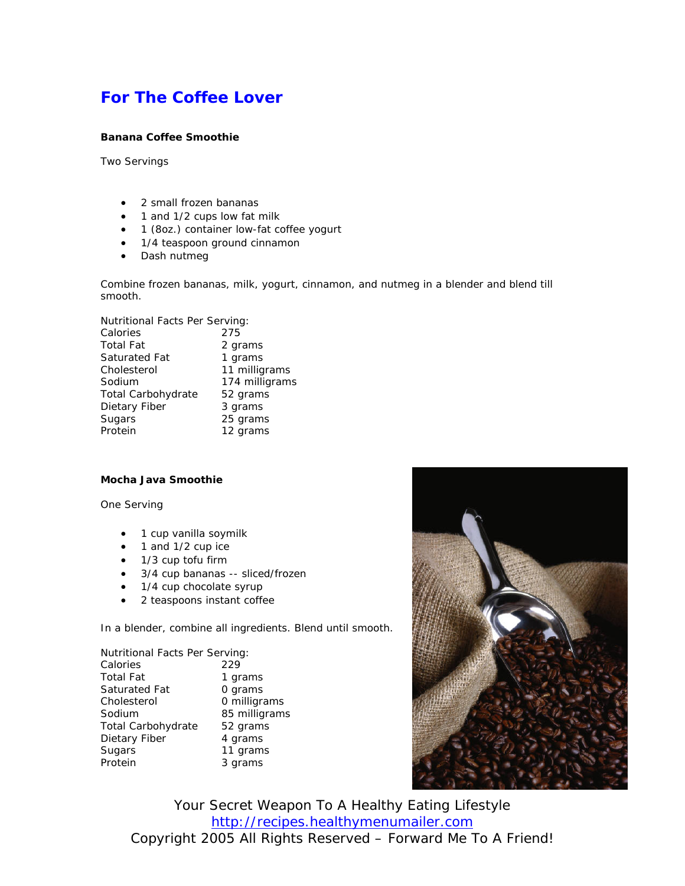# For The Coffee Lover

### Banana Coffee Smoothie

Two Servings

- 2 small frozen bananas
- 1 and 1/2 cups low fat milk
- 1 (8oz.) container low-fat coffee yogurt
- 1/4 teaspoon ground cinnamon
- Dash nutmeg

Combine frozen bananas, milk, yogurt, cinnamon, and nutmeg in a blender and blend till smooth.

Nutritional Facts Per Serving:

| | |
|---|---|
| Calories | 275 |
| Total Fat | 2 grams |
| Saturated Fat | 1 grams |
| Cholesterol | 11 milligrams |
| Sodium | 174 milligrams |
| Total Carbohydrate | 52 grams |
| Dietary Fiber | 3 grams |
| Sugars | 25 grams |
| Protein | 12 grams |

### Mocha Java Smoothie

One Serving

- 1 cup vanilla soymilk
- 1 and 1/2 cup ice
- 1/3 cup tofu firm
- 3/4 cup bananas -- sliced/frozen
- 1/4 cup chocolate syrup
- 2 teaspoons instant coffee

In a blender, combine all ingredients. Blend until smooth.

Nutritional Facts Per Serving:

| | |
|---|---|
| Calories | 229 |
| Total Fat | 1 grams |
| Saturated Fat | 0 grams |
| Cholesterol | 0 milligrams |
| Sodium | 85 milligrams |
| Total Carbohydrate | 52 grams |
| Dietary Fiber | 4 grams |
| Sugars | 11 grams |
| Protein | 3 grams |

Your Secret Weapon To A Healthy Eating Lifestyle
http://recipes.healthymenumailer.com
Copyright 2005 All Rights Reserved – Forward Me To A Friend!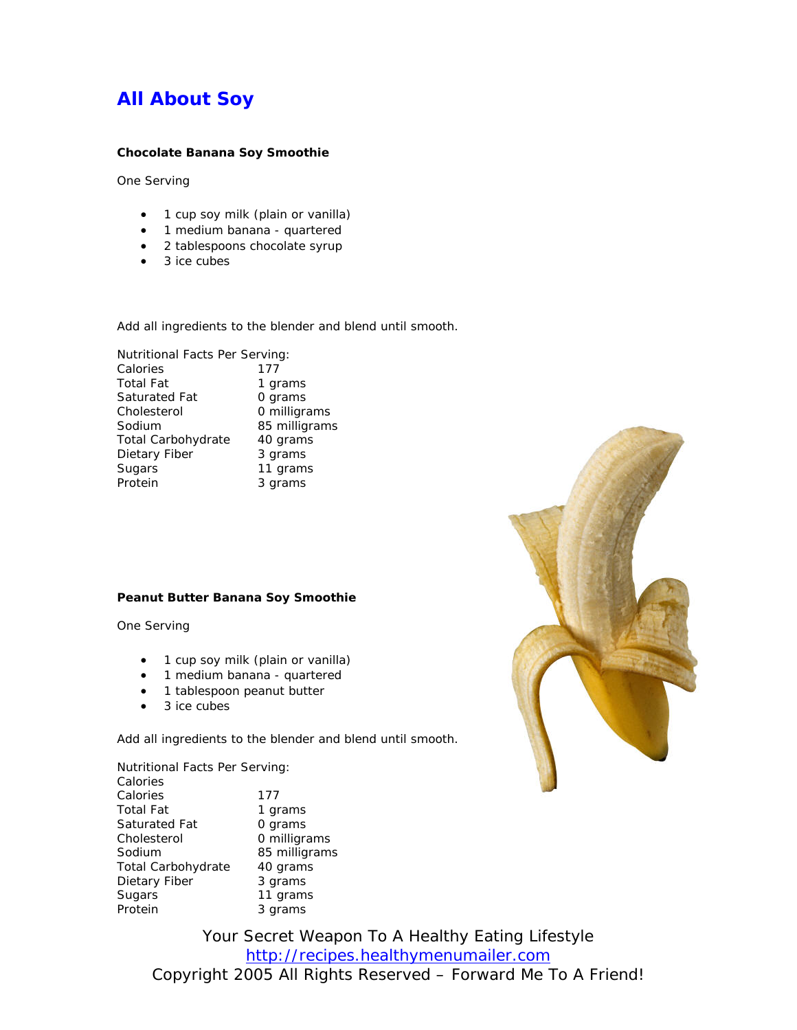# All About Soy

**Chocolate Banana Soy Smoothie**

One Serving

- 1 cup soy milk (plain or vanilla)
- 1 medium banana - quartered
- 2 tablespoons chocolate syrup
- 3 ice cubes

Add all ingredients to the blender and blend until smooth.

Nutritional Facts Per Serving:

| | |
|---|---|
| Calories | 177 |
| Total Fat | 1 grams |
| Saturated Fat | 0 grams |
| Cholesterol | 0 milligrams |
| Sodium | 85 milligrams |
| Total Carbohydrate | 40 grams |
| Dietary Fiber | 3 grams |
| Sugars | 11 grams |
| Protein | 3 grams |

**Peanut Butter Banana Soy Smoothie**

One Serving

- 1 cup soy milk (plain or vanilla)
- 1 medium banana - quartered
- 1 tablespoon peanut butter
- 3 ice cubes

Add all ingredients to the blender and blend until smooth.

Nutritional Facts Per Serving:
Calories

| | |
|---|---|
| Calories | 177 |
| Total Fat | 1 grams |
| Saturated Fat | 0 grams |
| Cholesterol | 0 milligrams |
| Sodium | 85 milligrams |
| Total Carbohydrate | 40 grams |
| Dietary Fiber | 3 grams |
| Sugars | 11 grams |
| Protein | 3 grams |

Your Secret Weapon To A Healthy Eating Lifestyle
http://recipes.healthymenumailer.com
Copyright 2005 All Rights Reserved – Forward Me To A Friend!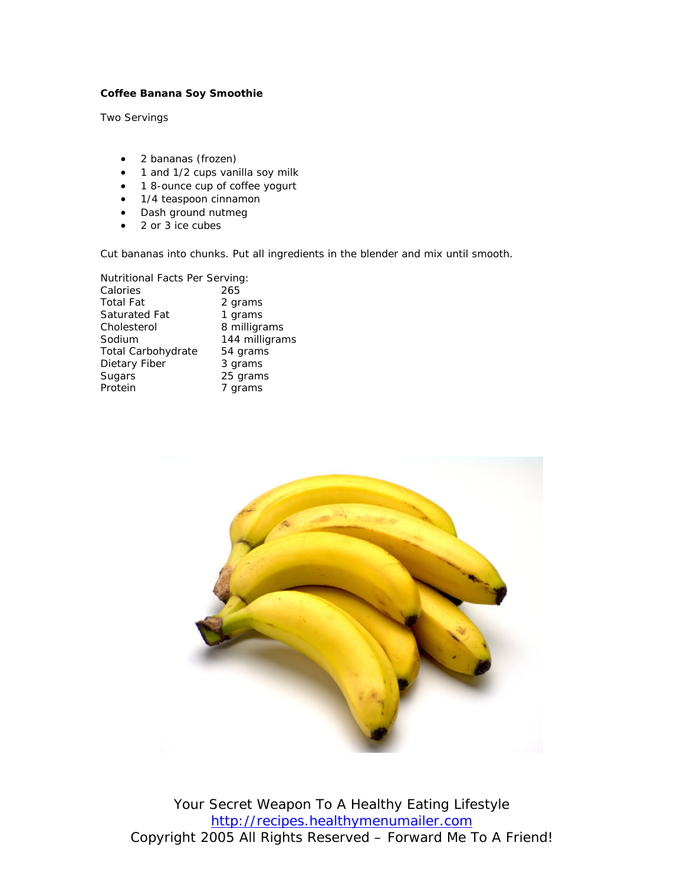**Coffee Banana Soy Smoothie**

Two Servings

- 2 bananas (frozen)
- 1 and 1/2 cups vanilla soy milk
- 1 8-ounce cup of coffee yogurt
- 1/4 teaspoon cinnamon
- Dash ground nutmeg
- 2 or 3 ice cubes

Cut bananas into chunks. Put all ingredients in the blender and mix until smooth.

Nutritional Facts Per Serving:

| | |
|---|---|
| Calories | 265 |
| Total Fat | 2 grams |
| Saturated Fat | 1 grams |
| Cholesterol | 8 milligrams |
| Sodium | 144 milligrams |
| Total Carbohydrate | 54 grams |
| Dietary Fiber | 3 grams |
| Sugars | 25 grams |
| Protein | 7 grams |

Your Secret Weapon To A Healthy Eating Lifestyle
http://recipes.healthymenumailer.com
Copyright 2005 All Rights Reserved – Forward Me To A Friend!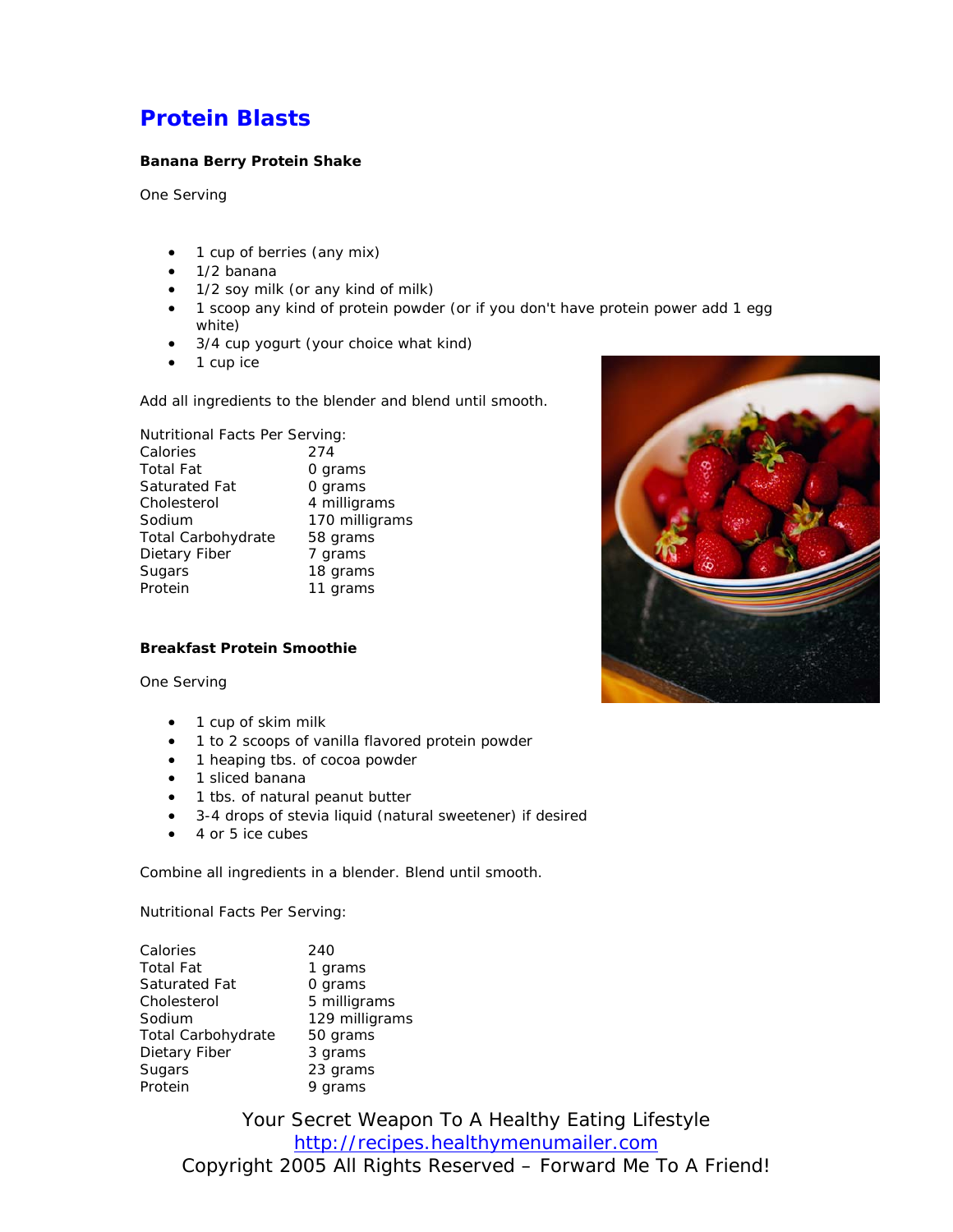# Protein Blasts

**Banana Berry Protein Shake**

One Serving

- 1 cup of berries (any mix)
- 1/2 banana
- 1/2 soy milk (or any kind of milk)
- 1 scoop any kind of protein powder (or if you don't have protein power add 1 egg white)
- 3/4 cup yogurt (your choice what kind)
- 1 cup ice

Add all ingredients to the blender and blend until smooth.

Nutritional Facts Per Serving:

| | |
|---|---|
| Calories | 274 |
| Total Fat | 0 grams |
| Saturated Fat | 0 grams |
| Cholesterol | 4 milligrams |
| Sodium | 170 milligrams |
| Total Carbohydrate | 58 grams |
| Dietary Fiber | 7 grams |
| Sugars | 18 grams |
| Protein | 11 grams |

**Breakfast Protein Smoothie**

One Serving

- 1 cup of skim milk
- 1 to 2 scoops of vanilla flavored protein powder
- 1 heaping tbs. of cocoa powder
- 1 sliced banana
- 1 tbs. of natural peanut butter
- 3-4 drops of stevia liquid (natural sweetener) if desired
- 4 or 5 ice cubes

Combine all ingredients in a blender. Blend until smooth.

Nutritional Facts Per Serving:

| | |
|---|---|
| Calories | 240 |
| Total Fat | 1 grams |
| Saturated Fat | 0 grams |
| Cholesterol | 5 milligrams |
| Sodium | 129 milligrams |
| Total Carbohydrate | 50 grams |
| Dietary Fiber | 3 grams |
| Sugars | 23 grams |
| Protein | 9 grams |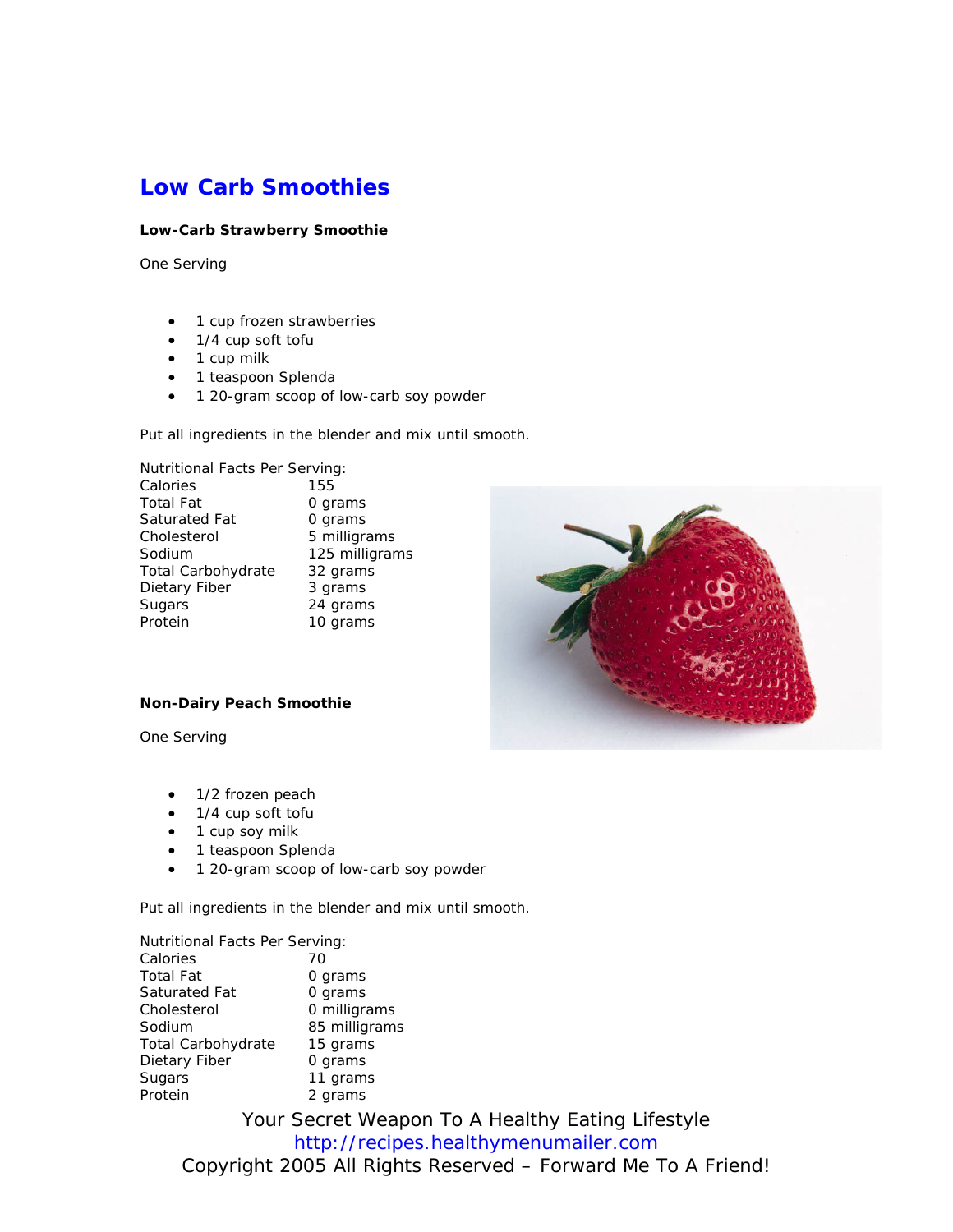# Low Carb Smoothies

**Low-Carb Strawberry Smoothie**

One Serving

- 1 cup frozen strawberries
- 1/4 cup soft tofu
- 1 cup milk
- 1 teaspoon Splenda
- 1 20-gram scoop of low-carb soy powder

Put all ingredients in the blender and mix until smooth.

Nutritional Facts Per Serving:

| | |
|---|---|
| Calories | 155 |
| Total Fat | 0 grams |
| Saturated Fat | 0 grams |
| Cholesterol | 5 milligrams |
| Sodium | 125 milligrams |
| Total Carbohydrate | 32 grams |
| Dietary Fiber | 3 grams |
| Sugars | 24 grams |
| Protein | 10 grams |

**Non-Dairy Peach Smoothie**

One Serving

- 1/2 frozen peach
- 1/4 cup soft tofu
- 1 cup soy milk
- 1 teaspoon Splenda
- 1 20-gram scoop of low-carb soy powder

Put all ingredients in the blender and mix until smooth.

Nutritional Facts Per Serving:

| | |
|---|---|
| Calories | 70 |
| Total Fat | 0 grams |
| Saturated Fat | 0 grams |
| Cholesterol | 0 milligrams |
| Sodium | 85 milligrams |
| Total Carbohydrate | 15 grams |
| Dietary Fiber | 0 grams |
| Sugars | 11 grams |
| Protein | 2 grams |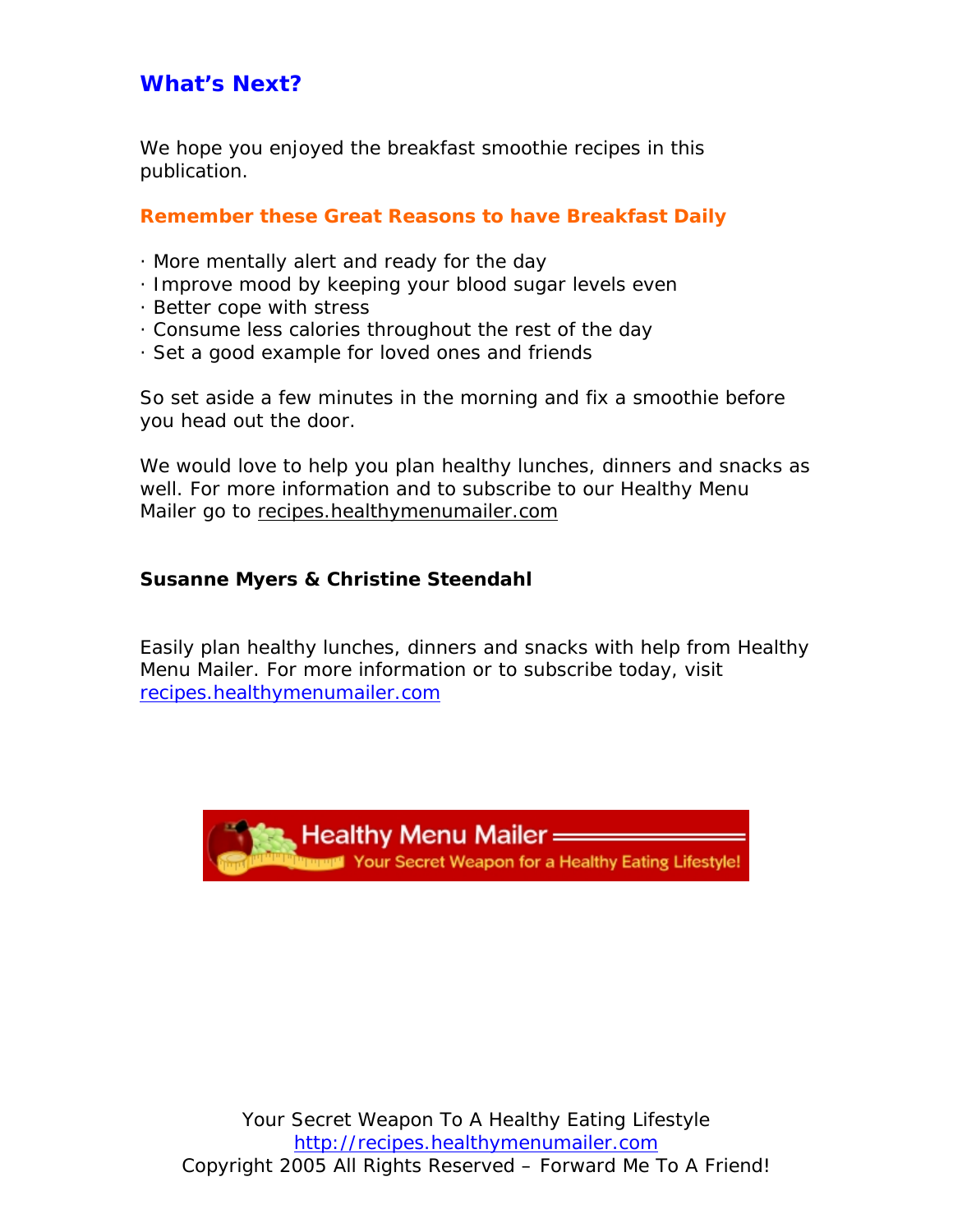## What's Next?

We hope you enjoyed the breakfast smoothie recipes in this publication.

### Remember these Great Reasons to have Breakfast Daily

- More mentally alert and ready for the day
- Improve mood by keeping your blood sugar levels even
- Better cope with stress
- Consume less calories throughout the rest of the day
- Set a good example for loved ones and friends

So set aside a few minutes in the morning and fix a smoothie before you head out the door.

We would love to help you plan healthy lunches, dinners and snacks as well. For more information and to subscribe to our Healthy Menu Mailer go to recipes.healthymenumailer.com

**Susanne Myers & Christine Steendahl**

Easily plan healthy lunches, dinners and snacks with help from Healthy Menu Mailer. For more information or to subscribe today, visit recipes.healthymenumailer.com

Healthy Menu Mailer
Your Secret Weapon for a Healthy Eating Lifestyle!

Your Secret Weapon To A Healthy Eating Lifestyle
http://recipes.healthymenumailer.com
Copyright 2005 All Rights Reserved – Forward Me To A Friend!